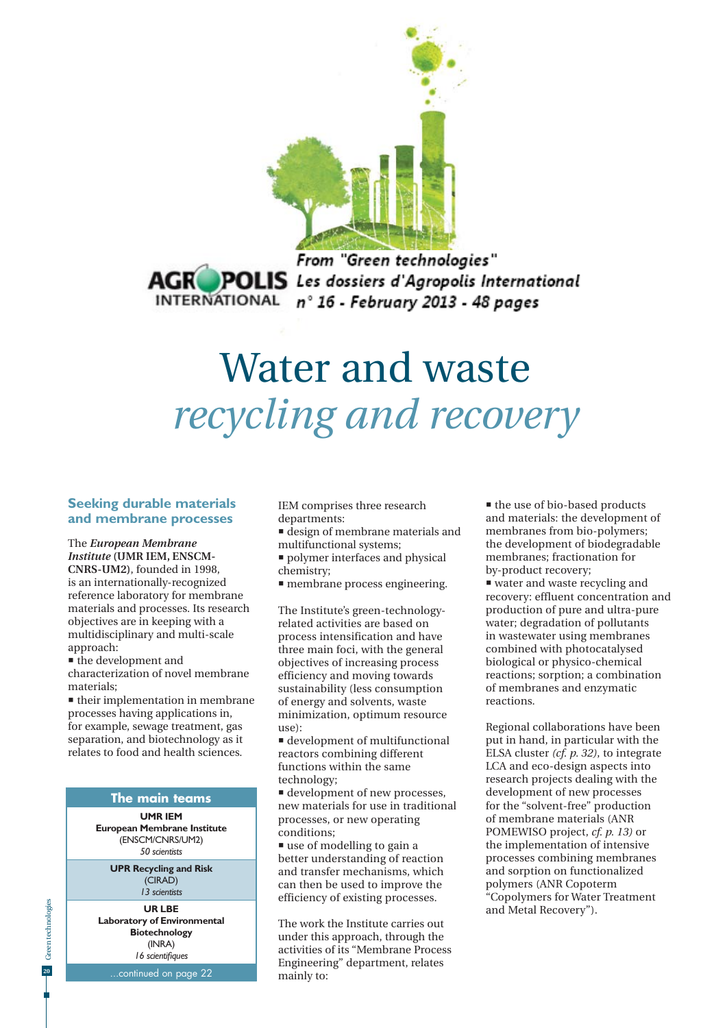From "Green technologies"
Les dossiers d'Agropolis International
n° 16 - February 2013 - 48 pages

# Water and waste *recycling and recovery*

## Seeking durable materials and membrane processes

The ***European Membrane Institute*** **(UMR IEM, ENSCM-CNRS-UM2)**, founded in 1998, is an internationally-recognized reference laboratory for membrane materials and processes. Its research objectives are in keeping with a multidisciplinary and multi-scale approach:

- the development and characterization of novel membrane materials;
- their implementation in membrane processes having applications in, for example, sewage treatment, gas separation, and biotechnology as it relates to food and health sciences.

IEM comprises three research departments:

- design of membrane materials and multifunctional systems;
- polymer interfaces and physical chemistry;
- membrane process engineering.

The Institute's green-technology-related activities are based on process intensification and have three main foci, with the general objectives of increasing process efficiency and moving towards sustainability (less consumption of energy and solvents, waste minimization, optimum resource use):

- development of multifunctional reactors combining different functions within the same technology;
- development of new processes, new materials for use in traditional processes, or new operating conditions;
- use of modelling to gain a better understanding of reaction and transfer mechanisms, which can then be used to improve the efficiency of existing processes.

The work the Institute carries out under this approach, through the activities of its "Membrane Process Engineering" department, relates mainly to:

- the use of bio-based products and materials: the development of membranes from bio-polymers; the development of biodegradable membranes; fractionation for by-product recovery;
- water and waste recycling and recovery: effluent concentration and production of pure and ultra-pure water; degradation of pollutants in wastewater using membranes combined with photocatalysed biological or physico-chemical reactions; sorption; a combination of membranes and enzymatic reactions.

Regional collaborations have been put in hand, in particular with the ELSA cluster *(cf. p. 32)*, to integrate LCA and eco-design aspects into research projects dealing with the development of new processes for the "solvent-free" production of membrane materials (ANR POMEWISO project, *cf. p. 13)* or the implementation of intensive processes combining membranes and sorption on functionalized polymers (ANR Copoterm "Copolymers for Water Treatment and Metal Recovery").

| The main teams |
|---|
| **UMR IEM**<br>**European Membrane Institute**<br>(ENSCM/CNRS/UM2)<br>*50 scientists* |
| **UPR Recycling and Risk**<br>(CIRAD)<br>*13 scientists* |
| **UR LBE**<br>**Laboratory of Environmental Biotechnology**<br>(INRA)<br>*16 scientifiques* |
| ...continued on page 22 |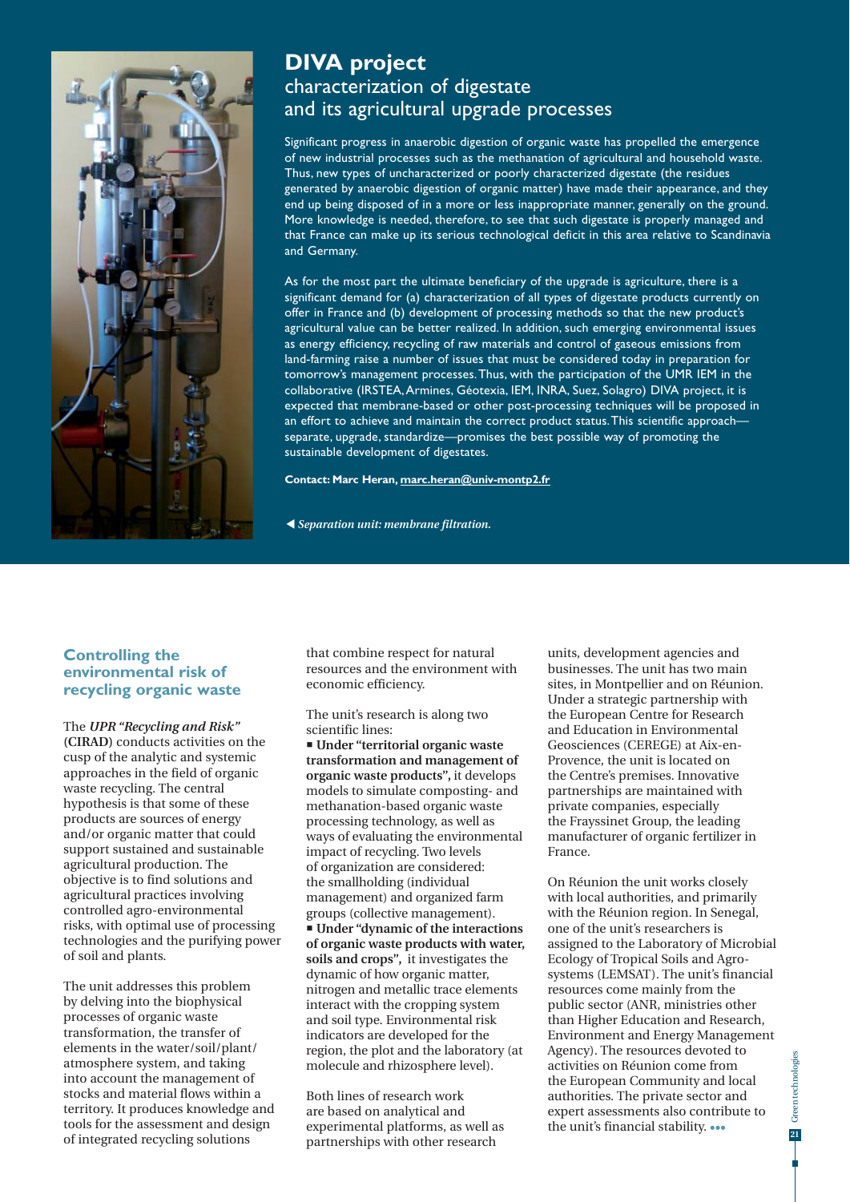# DIVA project

## characterization of digestate and its agricultural upgrade processes

Significant progress in anaerobic digestion of organic waste has propelled the emergence of new industrial processes such as the methanation of agricultural and household waste. Thus, new types of uncharacterized or poorly characterized digestate (the residues generated by anaerobic digestion of organic matter) have made their appearance, and they end up being disposed of in a more or less inappropriate manner, generally on the ground. More knowledge is needed, therefore, to see that such digestate is properly managed and that France can make up its serious technological deficit in this area relative to Scandinavia and Germany.

As for the most part the ultimate beneficiary of the upgrade is agriculture, there is a significant demand for (a) characterization of all types of digestate products currently on offer in France and (b) development of processing methods so that the new product's agricultural value can be better realized. In addition, such emerging environmental issues as energy efficiency, recycling of raw materials and control of gaseous emissions from land-farming raise a number of issues that must be considered today in preparation for tomorrow's management processes. Thus, with the participation of the UMR IEM in the collaborative (IRSTEA, Armines, Géotexia, IEM, INRA, Suez, Solagro) DIVA project, it is expected that membrane-based or other post-processing techniques will be proposed in an effort to achieve and maintain the correct product status. This scientific approach—separate, upgrade, standardize—promises the best possible way of promoting the sustainable development of digestates.

**Contact: Marc Heran, marc.heran@univ-montp2.fr**

◀ *Separation unit: membrane filtration.*

## Controlling the environmental risk of recycling organic waste

The ***UPR "Recycling and Risk"*** (**CIRAD**) conducts activities on the cusp of the analytic and systemic approaches in the field of organic waste recycling. The central hypothesis is that some of these products are sources of energy and/or organic matter that could support sustained and sustainable agricultural production. The objective is to find solutions and agricultural practices involving controlled agro-environmental risks, with optimal use of processing technologies and the purifying power of soil and plants.

The unit addresses this problem by delving into the biophysical processes of organic waste transformation, the transfer of elements in the water/soil/plant/atmosphere system, and taking into account the management of stocks and material flows within a territory. It produces knowledge and tools for the assessment and design of integrated recycling solutions that combine respect for natural resources and the environment with economic efficiency.

The unit's research is along two scientific lines:

- **Under "territorial organic waste transformation and management of organic waste products",** it develops models to simulate composting- and methanation-based organic waste processing technology, as well as ways of evaluating the environmental impact of recycling. Two levels of organization are considered: the smallholding (individual management) and organized farm groups (collective management).
- **Under "dynamic of the interactions of organic waste products with water, soils and crops",** it investigates the dynamic of how organic matter, nitrogen and metallic trace elements interact with the cropping system and soil type. Environmental risk indicators are developed for the region, the plot and the laboratory (at molecule and rhizosphere level).

Both lines of research work are based on analytical and experimental platforms, as well as partnerships with other research units, development agencies and businesses. The unit has two main sites, in Montpellier and on Réunion. Under a strategic partnership with the European Centre for Research and Education in Environmental Geosciences (CEREGE) at Aix-en-Provence, the unit is located on the Centre's premises. Innovative partnerships are maintained with private companies, especially the Frayssinet Group, the leading manufacturer of organic fertilizer in France.

On Réunion the unit works closely with local authorities, and primarily with the Réunion region. In Senegal, one of the unit's researchers is assigned to the Laboratory of Microbial Ecology of Tropical Soils and Agro-systems (LEMSAT). The unit's financial resources come mainly from the public sector (ANR, ministries other than Higher Education and Research, Environment and Energy Management Agency). The resources devoted to activities on Réunion come from the European Community and local authorities. The private sector and expert assessments also contribute to the unit's financial stability. •••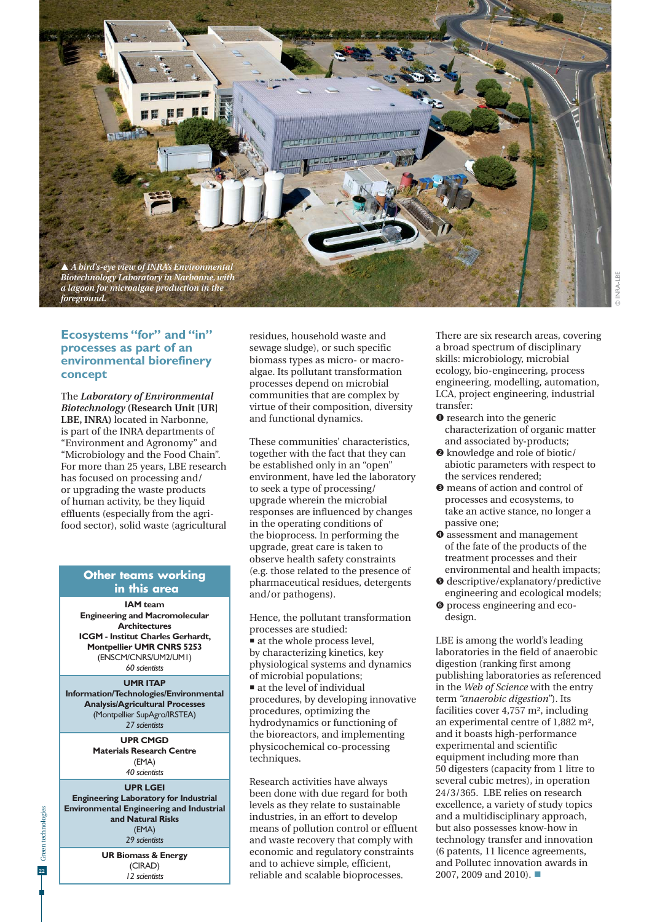▲ *A bird's-eye view of INRA's Environmental Biotechnology Laboratory in Narbonne, with a lagoon for microalgae production in the foreground.*

© INRA-LBE

## Ecosystems "for" and "in" processes as part of an environmental biorefinery concept

The ***Laboratory of Environmental Biotechnology*** **(Research Unit [UR] LBE, INRA)** located in Narbonne, is part of the INRA departments of "Environment and Agronomy" and "Microbiology and the Food Chain". For more than 25 years, LBE research has focused on processing and/or upgrading the waste products of human activity, be they liquid effluents (especially from the agri-food sector), solid waste (agricultural residues, household waste and sewage sludge), or such specific biomass types as micro- or macro-algae. Its pollutant transformation processes depend on microbial communities that are complex by virtue of their composition, diversity and functional dynamics.

These communities' characteristics, together with the fact that they can be established only in an "open" environment, have led the laboratory to seek a type of processing/upgrade wherein the microbial responses are influenced by changes in the operating conditions of the bioprocess. In performing the upgrade, great care is taken to observe health safety constraints (e.g. those related to the presence of pharmaceutical residues, detergents and/or pathogens).

Hence, the pollutant transformation processes are studied:

- at the whole process level, by characterizing kinetics, key physiological systems and dynamics of microbial populations;
- at the level of individual procedures, by developing innovative procedures, optimizing the hydrodynamics or functioning of the bioreactors, and implementing physicochemical co-processing techniques.

Research activities have always been done with due regard for both levels as they relate to sustainable industries, in an effort to develop means of pollution control or effluent and waste recovery that comply with economic and regulatory constraints and to achieve simple, efficient, reliable and scalable bioprocesses.

There are six research areas, covering a broad spectrum of disciplinary skills: microbiology, microbial ecology, bio-engineering, process engineering, modelling, automation, LCA, project engineering, industrial transfer:

❶ research into the generic characterization of organic matter and associated by-products;
❷ knowledge and role of biotic/abiotic parameters with respect to the services rendered;
❸ means of action and control of processes and ecosystems, to take an active stance, no longer a passive one;
❹ assessment and management of the fate of the products of the treatment processes and their environmental and health impacts;
❺ descriptive/explanatory/predictive engineering and ecological models;
❻ process engineering and eco-design.

LBE is among the world's leading laboratories in the field of anaerobic digestion (ranking first among publishing laboratories as referenced in the *Web of Science* with the entry term *"anaerobic digestion"*). Its facilities cover 4,757 m², including an experimental centre of 1,882 m², and it boasts high-performance experimental and scientific equipment including more than 50 digesters (capacity from 1 litre to several cubic metres), in operation 24/3/365. LBE relies on research excellence, a variety of study topics and a multidisciplinary approach, but also possesses know-how in technology transfer and innovation (6 patents, 11 licence agreements, and Pollutec innovation awards in 2007, 2009 and 2010). ■

### Other teams working in this area

**IAM team**
**Engineering and Macromolecular Architectures**
**ICGM - Institut Charles Gerhardt, Montpellier UMR CNRS 5253**
(ENSCM/CNRS/UM2/UM1)
*60 scientists*

**UMR ITAP**
**Information/Technologies/Environmental Analysis/Agricultural Processes**
(Montpellier SupAgro/IRSTEA)
*27 scientists*

**UPR CMGD**
**Materials Research Centre**
(EMA)
*40 scientists*

**UPR LGEI**
**Engineering Laboratory for Industrial Environmental Engineering and Industrial and Natural Risks**
(EMA)
*29 scientists*

**UR Biomass & Energy**
(CIRAD)
*12 scientists*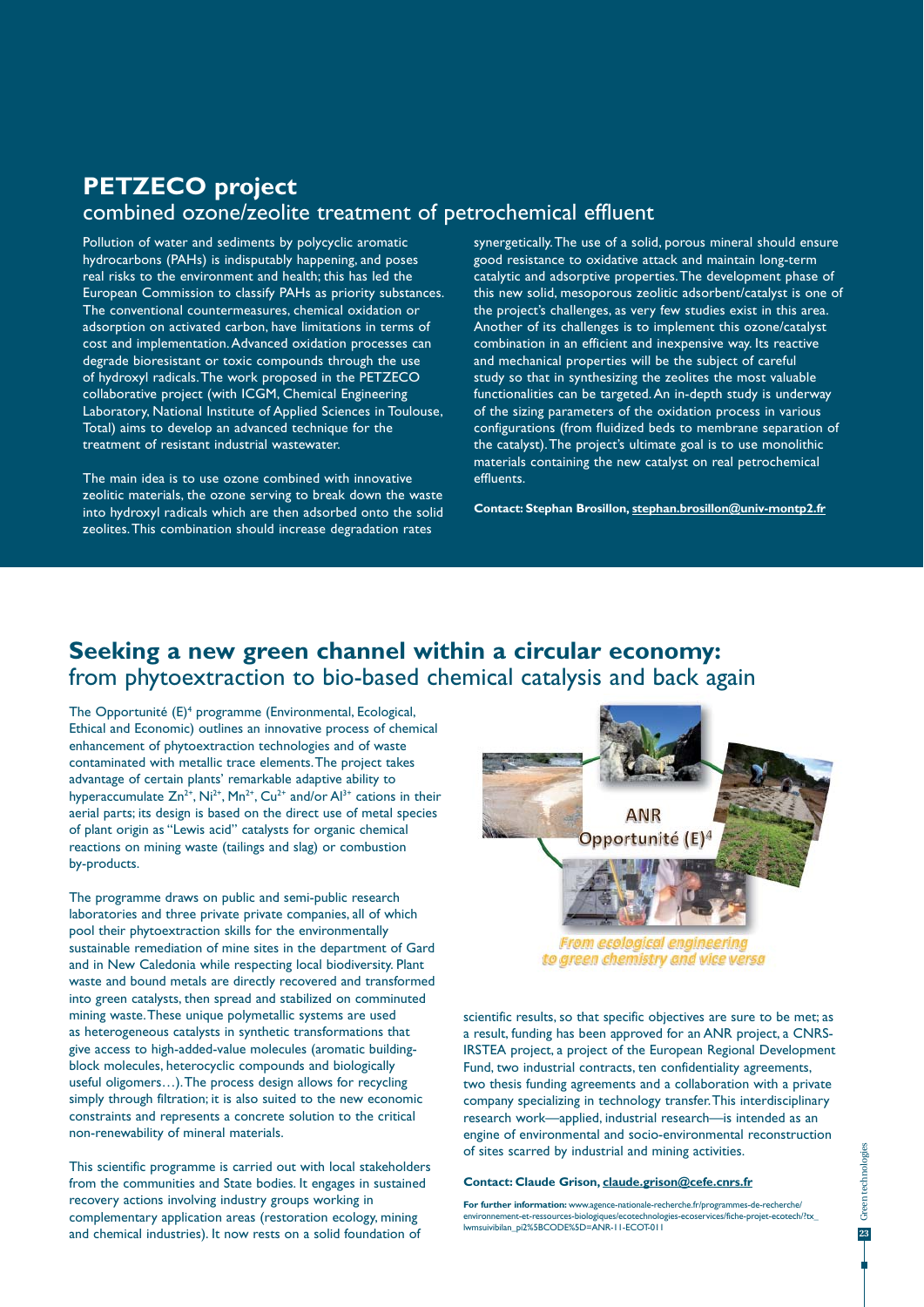## PETZECO project

### combined ozone/zeolite treatment of petrochemical effluent

Pollution of water and sediments by polycyclic aromatic hydrocarbons (PAHs) is indisputably happening, and poses real risks to the environment and health; this has led the European Commission to classify PAHs as priority substances. The conventional countermeasures, chemical oxidation or adsorption on activated carbon, have limitations in terms of cost and implementation. Advanced oxidation processes can degrade bioresistant or toxic compounds through the use of hydroxyl radicals. The work proposed in the PETZECO collaborative project (with ICGM, Chemical Engineering Laboratory, National Institute of Applied Sciences in Toulouse, Total) aims to develop an advanced technique for the treatment of resistant industrial wastewater.

The main idea is to use ozone combined with innovative zeolitic materials, the ozone serving to break down the waste into hydroxyl radicals which are then adsorbed onto the solid zeolites. This combination should increase degradation rates synergetically. The use of a solid, porous mineral should ensure good resistance to oxidative attack and maintain long-term catalytic and adsorptive properties. The development phase of this new solid, mesoporous zeolitic adsorbent/catalyst is one of the project's challenges, as very few studies exist in this area. Another of its challenges is to implement this ozone/catalyst combination in an efficient and inexpensive way. Its reactive and mechanical properties will be the subject of careful study so that in synthesizing the zeolites the most valuable functionalities can be targeted. An in-depth study is underway of the sizing parameters of the oxidation process in various configurations (from fluidized beds to membrane separation of the catalyst). The project's ultimate goal is to use monolithic materials containing the new catalyst on real petrochemical effluents.

**Contact: Stephan Brosillon, stephan.brosillon@univ-montp2.fr**

## Seeking a new green channel within a circular economy:

### from phytoextraction to bio-based chemical catalysis and back again

The Opportunité (E)[4] programme (Environmental, Ecological, Ethical and Economic) outlines an innovative process of chemical enhancement of phytoextraction technologies and of waste contaminated with metallic trace elements. The project takes advantage of certain plants' remarkable adaptive ability to hyperaccumulate $Zn^{2+}$, $Ni^{2+}$, $Mn^{2+}$, $Cu^{2+}$ and/or $Al^{3+}$ cations in their aerial parts; its design is based on the direct use of metal species of plant origin as "Lewis acid" catalysts for organic chemical reactions on mining waste (tailings and slag) or combustion by-products.

The programme draws on public and semi-public research laboratories and three private private companies, all of which pool their phytoextraction skills for the environmentally sustainable remediation of mine sites in the department of Gard and in New Caledonia while respecting local biodiversity. Plant waste and bound metals are directly recovered and transformed into green catalysts, then spread and stabilized on comminuted mining waste. These unique polymetallic systems are used as heterogeneous catalysts in synthetic transformations that give access to high-added-value molecules (aromatic building-block molecules, heterocyclic compounds and biologically useful oligomers…). The process design allows for recycling simply through filtration; it is also suited to the new economic constraints and represents a concrete solution to the critical non-renewability of mineral materials.

This scientific programme is carried out with local stakeholders from the communities and State bodies. It engages in sustained recovery actions involving industry groups working in complementary application areas (restoration ecology, mining and chemical industries). It now rests on a solid foundation of scientific results, so that specific objectives are sure to be met; as a result, funding has been approved for an ANR project, a CNRS-IRSTEA project, a project of the European Regional Development Fund, two industrial contracts, ten confidentiality agreements, two thesis funding agreements and a collaboration with a private company specializing in technology transfer. This interdisciplinary research work—applied, industrial research—is intended as an engine of environmental and socio-environmental reconstruction of sites scarred by industrial and mining activities.

ANR Opportunité (E)[4]

*From ecological engineering to green chemistry and vice versa*

**Contact: Claude Grison, claude.grison@cefe.cnrs.fr**

**For further information:** www.agence-nationale-recherche.fr/programmes-de-recherche/environnement-et-ressources-biologiques/ecotechnologies-ecoservices/fiche-projet-ecotech/?tx_lwmsuivibilan_pi2%5BCODE%5D=ANR-11-ECOT-011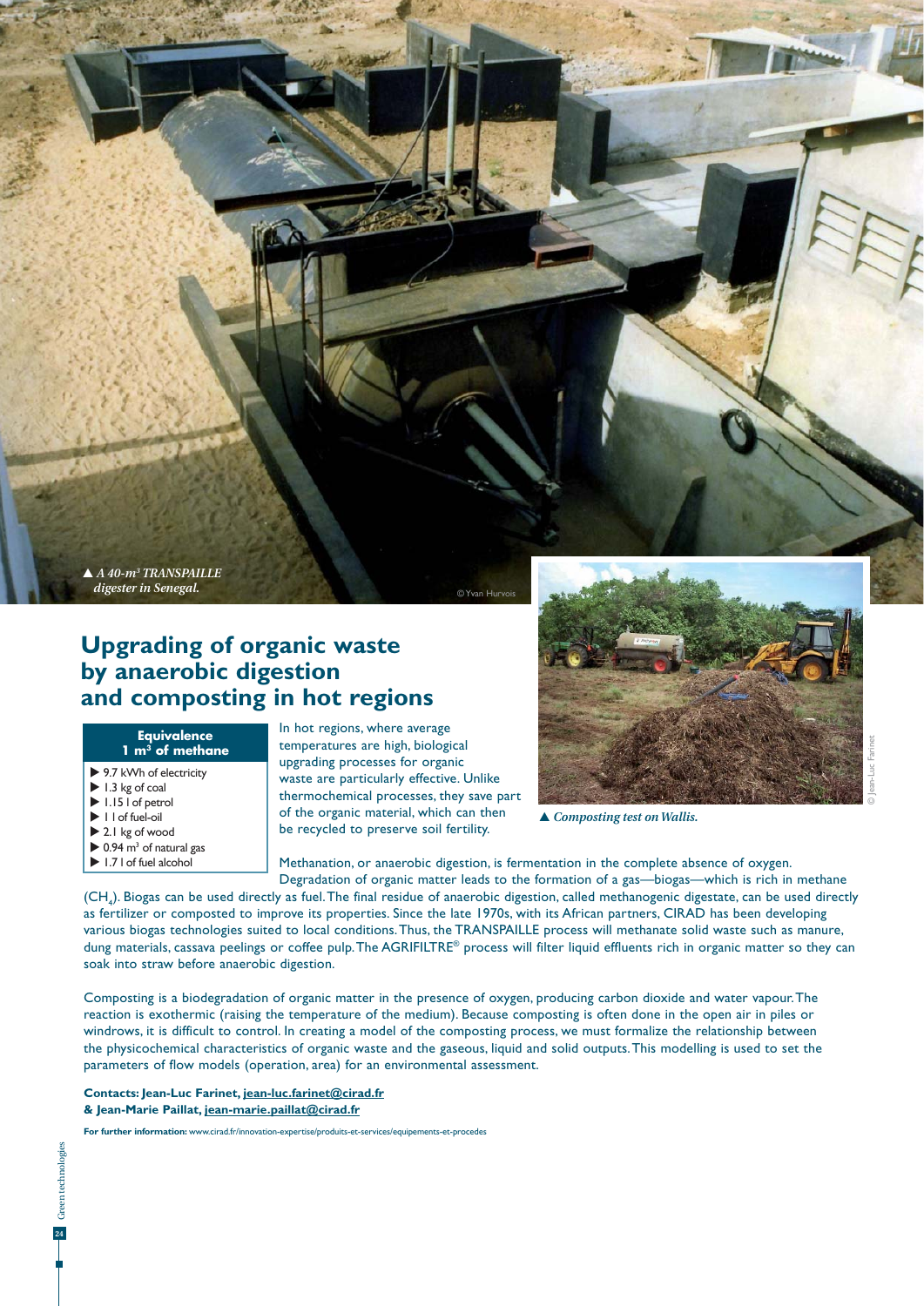▲ *A 40-m³ TRANSPAILLE digester in Senegal.*

© Yvan Hurvois

# Upgrading of organic waste by anaerobic digestion and composting in hot regions

| Equivalence 1 m³ of methane |
| --- |
| ▶ 9.7 kWh of electricity |
| ▶ 1.3 kg of coal |
| ▶ 1.15 l of petrol |
| ▶ 1 l of fuel-oil |
| ▶ 2.1 kg of wood |
| ▶ 0.94 m³ of natural gas |
| ▶ 1.7 l of fuel alcohol |

In hot regions, where average temperatures are high, biological upgrading processes for organic waste are particularly effective. Unlike thermochemical processes, they save part of the organic material, which can then be recycled to preserve soil fertility.

▲ *Composting test on Wallis.*

© Jean-Luc Farinet

Methanation, or anaerobic digestion, is fermentation in the complete absence of oxygen. Degradation of organic matter leads to the formation of a gas—biogas—which is rich in methane ($CH_4$). Biogas can be used directly as fuel. The final residue of anaerobic digestion, called methanogenic digestate, can be used directly as fertilizer or composted to improve its properties. Since the late 1970s, with its African partners, CIRAD has been developing various biogas technologies suited to local conditions. Thus, the TRANSPAILLE process will methanate solid waste such as manure, dung materials, cassava peelings or coffee pulp. The AGRIFILTRE® process will filter liquid effluents rich in organic matter so they can soak into straw before anaerobic digestion.

Composting is a biodegradation of organic matter in the presence of oxygen, producing carbon dioxide and water vapour. The reaction is exothermic (raising the temperature of the medium). Because composting is often done in the open air in piles or windrows, it is difficult to control. In creating a model of the composting process, we must formalize the relationship between the physicochemical characteristics of organic waste and the gaseous, liquid and solid outputs. This modelling is used to set the parameters of flow models (operation, area) for an environmental assessment.

**Contacts: Jean-Luc Farinet, jean-luc.farinet@cirad.fr & Jean-Marie Paillat, jean-marie.paillat@cirad.fr**

**For further information:** www.cirad.fr/innovation-expertise/produits-et-services/equipements-et-procedes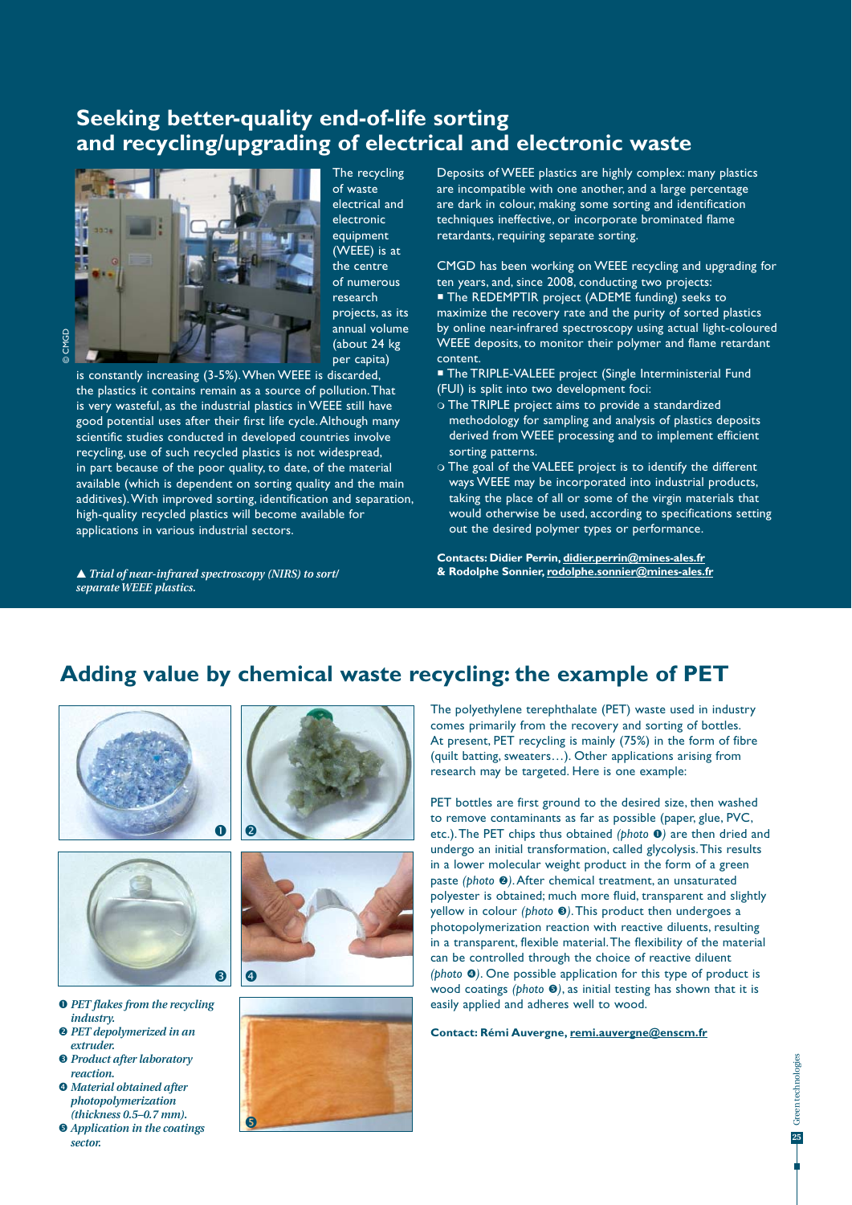## Seeking better-quality end-of-life sorting and recycling/upgrading of electrical and electronic waste

© CMGD

*▲ Trial of near-infrared spectroscopy (NIRS) to sort/separate WEEE plastics.*

The recycling of waste electrical and electronic equipment (WEEE) is at the centre of numerous research projects, as its annual volume (about 24 kg per capita) is constantly increasing (3-5%). When WEEE is discarded, the plastics it contains remain as a source of pollution. That is very wasteful, as the industrial plastics in WEEE still have good potential uses after their first life cycle. Although many scientific studies conducted in developed countries involve recycling, use of such recycled plastics is not widespread, in part because of the poor quality, to date, of the material available (which is dependent on sorting quality and the main additives). With improved sorting, identification and separation, high-quality recycled plastics will become available for applications in various industrial sectors.

Deposits of WEEE plastics are highly complex: many plastics are incompatible with one another, and a large percentage are dark in colour, making some sorting and identification techniques ineffective, or incorporate brominated flame retardants, requiring separate sorting.

CMGD has been working on WEEE recycling and upgrading for ten years, and, since 2008, conducting two projects:

- The REDEMPTIR project (ADEME funding) seeks to maximize the recovery rate and the purity of sorted plastics by online near-infrared spectroscopy using actual light-coloured WEEE deposits, to monitor their polymer and flame retardant content.
- The TRIPLE-VALEEE project (Single Interministerial Fund (FUI) is split into two development foci:
  - The TRIPLE project aims to provide a standardized methodology for sampling and analysis of plastics deposits derived from WEEE processing and to implement efficient sorting patterns.
  - The goal of the VALEEE project is to identify the different ways WEEE may be incorporated into industrial products, taking the place of all or some of the virgin materials that would otherwise be used, according to specifications setting out the desired polymer types or performance.

**Contacts: Didier Perrin, didier.perrin@mines-ales.fr & Rodolphe Sonnier, rodolphe.sonnier@mines-ales.fr**

## Adding value by chemical waste recycling: the example of PET

❶ *PET flakes from the recycling industry.*
❷ *PET depolymerized in an extruder.*
❸ *Product after laboratory reaction.*
❹ *Material obtained after photopolymerization (thickness 0.5–0.7 mm).*
❺ *Application in the coatings sector.*

The polyethylene terephthalate (PET) waste used in industry comes primarily from the recovery and sorting of bottles. At present, PET recycling is mainly (75%) in the form of fibre (quilt batting, sweaters…). Other applications arising from research may be targeted. Here is one example:

PET bottles are first ground to the desired size, then washed to remove contaminants as far as possible (paper, glue, PVC, etc.). The PET chips thus obtained *(photo ❶)* are then dried and undergo an initial transformation, called glycolysis. This results in a lower molecular weight product in the form of a green paste *(photo ❷)*. After chemical treatment, an unsaturated polyester is obtained; much more fluid, transparent and slightly yellow in colour *(photo ❸)*. This product then undergoes a photopolymerization reaction with reactive diluents, resulting in a transparent, flexible material. The flexibility of the material can be controlled through the choice of reactive diluent *(photo ❹)*. One possible application for this type of product is wood coatings *(photo ❺)*, as initial testing has shown that it is easily applied and adheres well to wood.

**Contact: Rémi Auvergne, remi.auvergne@enscm.fr**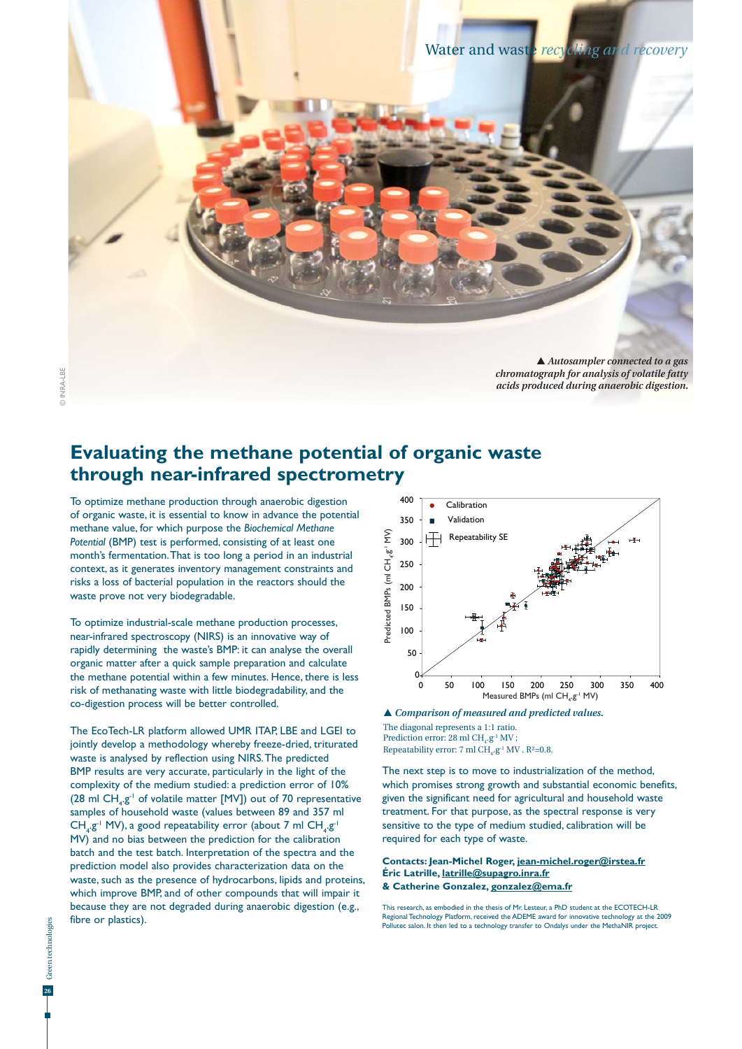▲ *Autosampler connected to a gas chromatograph for analysis of volatile fatty acids produced during anaerobic digestion.*

© INRA-LBE

# Evaluating the methane potential of organic waste through near-infrared spectrometry

To optimize methane production through anaerobic digestion of organic waste, it is essential to know in advance the potential methane value, for which purpose the *Biochemical Methane Potential* (BMP) test is performed, consisting of at least one month's fermentation. That is too long a period in an industrial context, as it generates inventory management constraints and risks a loss of bacterial population in the reactors should the waste prove not very biodegradable.

To optimize industrial-scale methane production processes, near-infrared spectroscopy (NIRS) is an innovative way of rapidly determining the waste's BMP: it can analyse the overall organic matter after a quick sample preparation and calculate the methane potential within a few minutes. Hence, there is less risk of methanating waste with little biodegradability, and the co-digestion process will be better controlled.

The EcoTech-LR platform allowed UMR ITAP, LBE and LGEI to jointly develop a methodology whereby freeze-dried, triturated waste is analysed by reflection using NIRS. The predicted BMP results are very accurate, particularly in the light of the complexity of the medium studied: a prediction error of 10% (28 ml $CH_4.g^{-1}$ of volatile matter [MV]) out of 70 representative samples of household waste (values between 89 and 357 ml $CH_4.g^{-1}$ MV), a good repeatability error (about 7 ml $CH_4.g^{-1}$ MV) and no bias between the prediction for the calibration batch and the test batch. Interpretation of the spectra and the prediction model also provides characterization data on the waste, such as the presence of hydrocarbons, lipids and proteins, which improve BMP, and of other compounds that will impair it because they are not degraded during anaerobic digestion (e.g., fibre or plastics).

▲ *Comparison of measured and predicted values.*
The diagonal represents a 1:1 ratio.
Prediction error: 28 ml $CH_4.g^{-1}$ MV ;
Repeatability error: 7 ml $CH_4.g^{-1}$ MV . $R^2$=0.8.

The next step is to move to industrialization of the method, which promises strong growth and substantial economic benefits, given the significant need for agricultural and household waste treatment. For that purpose, as the spectral response is very sensitive to the type of medium studied, calibration will be required for each type of waste.

**Contacts: Jean-Michel Roger, jean-michel.roger@irstea.fr**
**Éric Latrille, latrille@supagro.inra.fr**
**& Catherine Gonzalez, gonzalez@ema.fr**

This research, as embodied in the thesis of Mr. Lesteur, a PhD student at the ECOTECH-LR Regional Technology Platform, received the ADEME award for innovative technology at the 2009 Pollutec salon. It then led to a technology transfer to Ondalys under the MethaNIR project.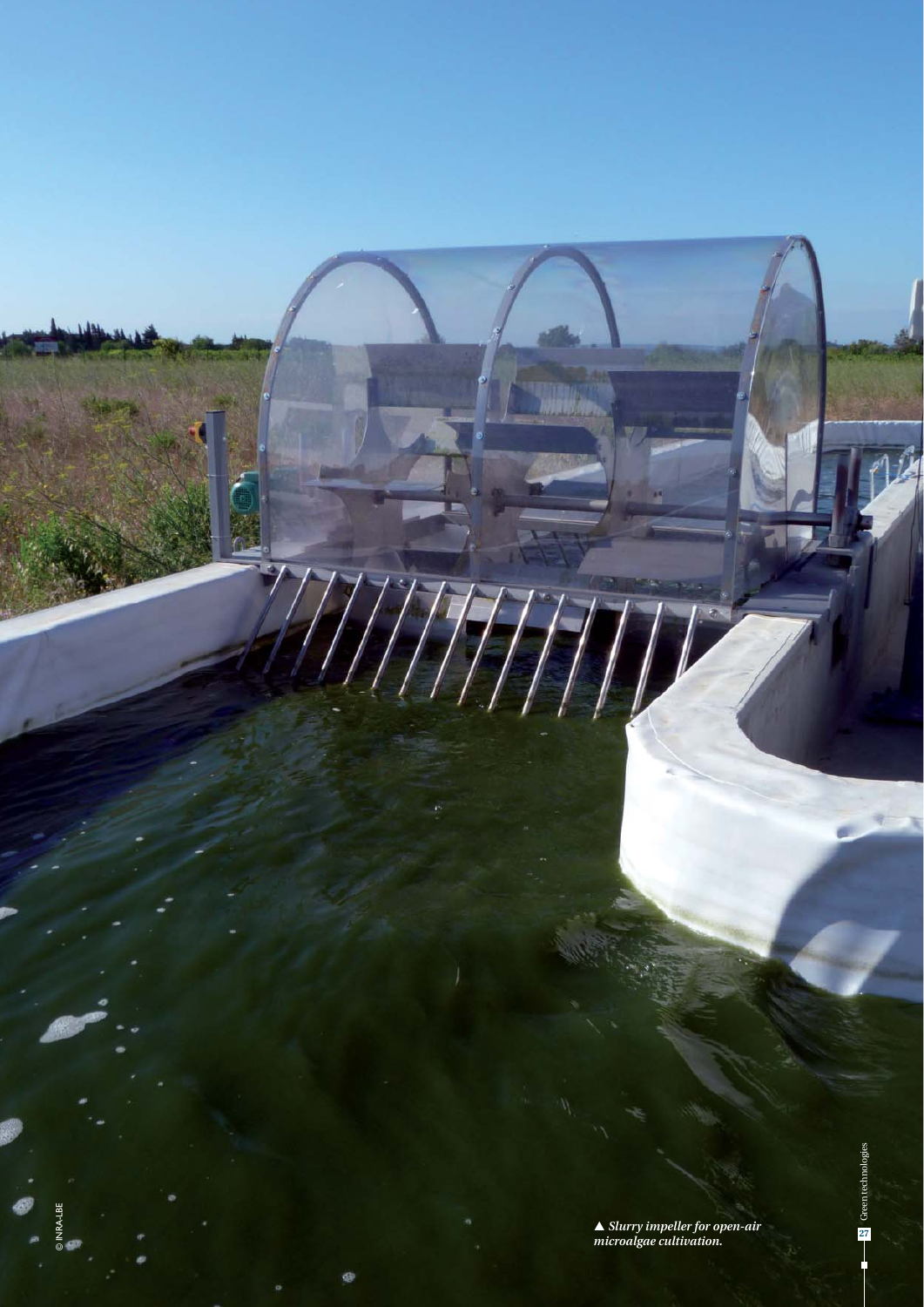▲ *Slurry impeller for open-air microalgae cultivation.*

© INRA-LBE